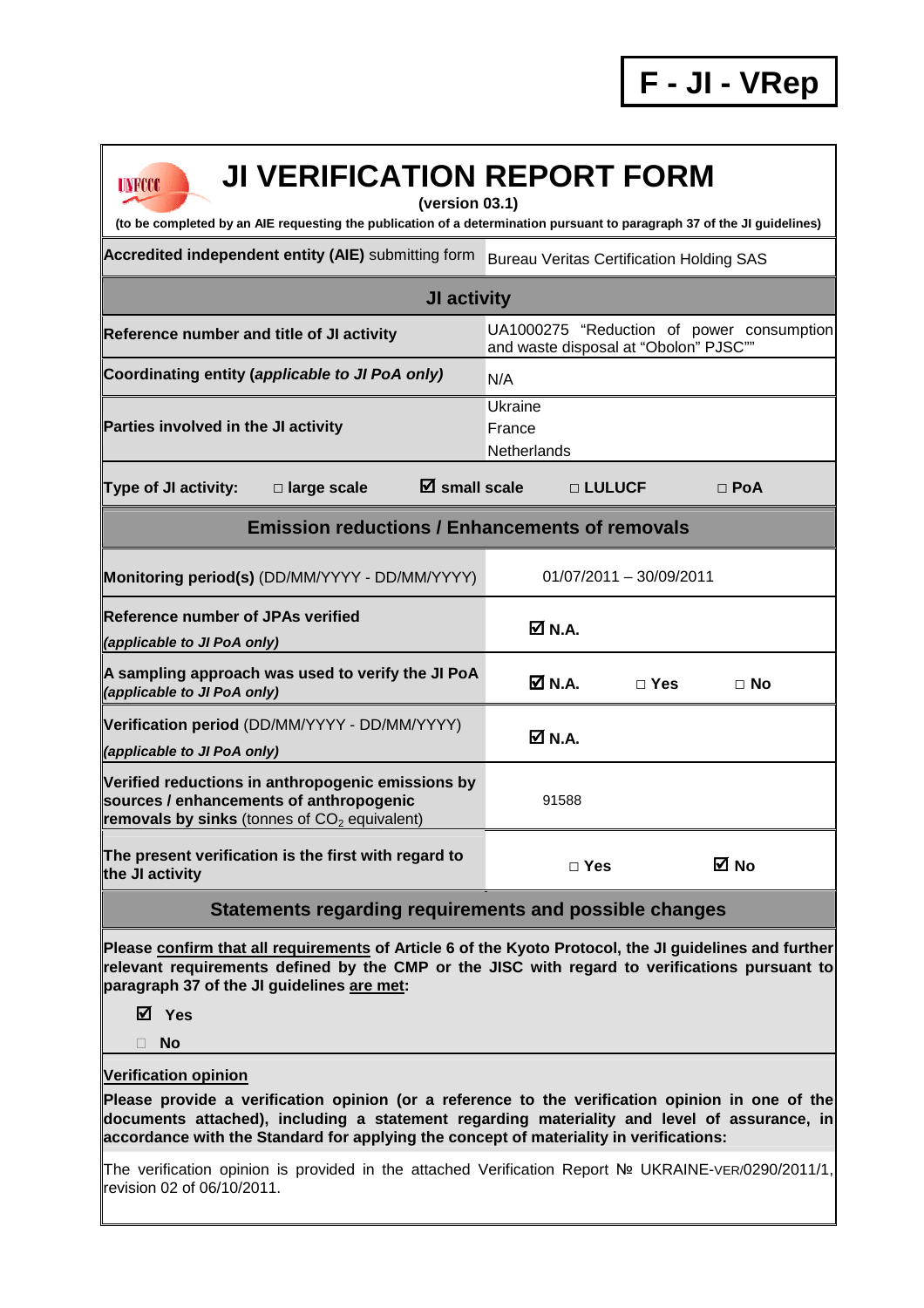**F - JI - VRep**

# JI VERIFICATION REPORT FORM

**(version 03.1)**

**(to be completed by an AIE requesting the publication of a determination pursuant to paragraph 37 of the JI guidelines)**

| **Accredited independent entity (AIE)** submitting form | Bureau Veritas Certification Holding SAS |
|---|---|
| **JI activity** | |
| **Reference number and title of JI activity** | UA1000275 "Reduction of power consumption and waste disposal at "Obolon" PJSC"" |
| **Coordinating entity (*applicable to JI PoA only*)** | N/A |
| **Parties involved in the JI activity** | Ukraine<br>France<br>Netherlands |
| **Type of JI activity:** □ **large scale** ☑ **small scale** □ **LULUCF** □ **PoA** | |
| **Emission reductions / Enhancements of removals** | |
| **Monitoring period(s)** (DD/MM/YYYY - DD/MM/YYYY) | 01/07/2011 – 30/09/2011 |
| **Reference number of JPAs verified** ***(applicable to JI PoA only)*** | ☑ **N.A.** |
| **A sampling approach was used to verify the JI PoA** ***(applicable to JI PoA only)*** | ☑ **N.A.** □ **Yes** □ **No** |
| **Verification period** (DD/MM/YYYY - DD/MM/YYYY) ***(applicable to JI PoA only)*** | ☑ **N.A.** |
| **Verified reductions in anthropogenic emissions by sources / enhancements of anthropogenic removals by sinks** (tonnes of $CO_2$ equivalent) | 91588 |
| **The present verification is the first with regard to the JI activity** | □ **Yes** ☑ **No** |

## Statements regarding requirements and possible changes

**Please confirm that all requirements of Article 6 of the Kyoto Protocol, the JI guidelines and further relevant requirements defined by the CMP or the JISC with regard to verifications pursuant to paragraph 37 of the JI guidelines are met:**

☑ **Yes**

□ **No**

**Verification opinion**

**Please provide a verification opinion (or a reference to the verification opinion in one of the documents attached), including a statement regarding materiality and level of assurance, in accordance with the Standard for applying the concept of materiality in verifications:**

The verification opinion is provided in the attached Verification Report № UKRAINE-VER/0290/2011/1, revision 02 of 06/10/2011.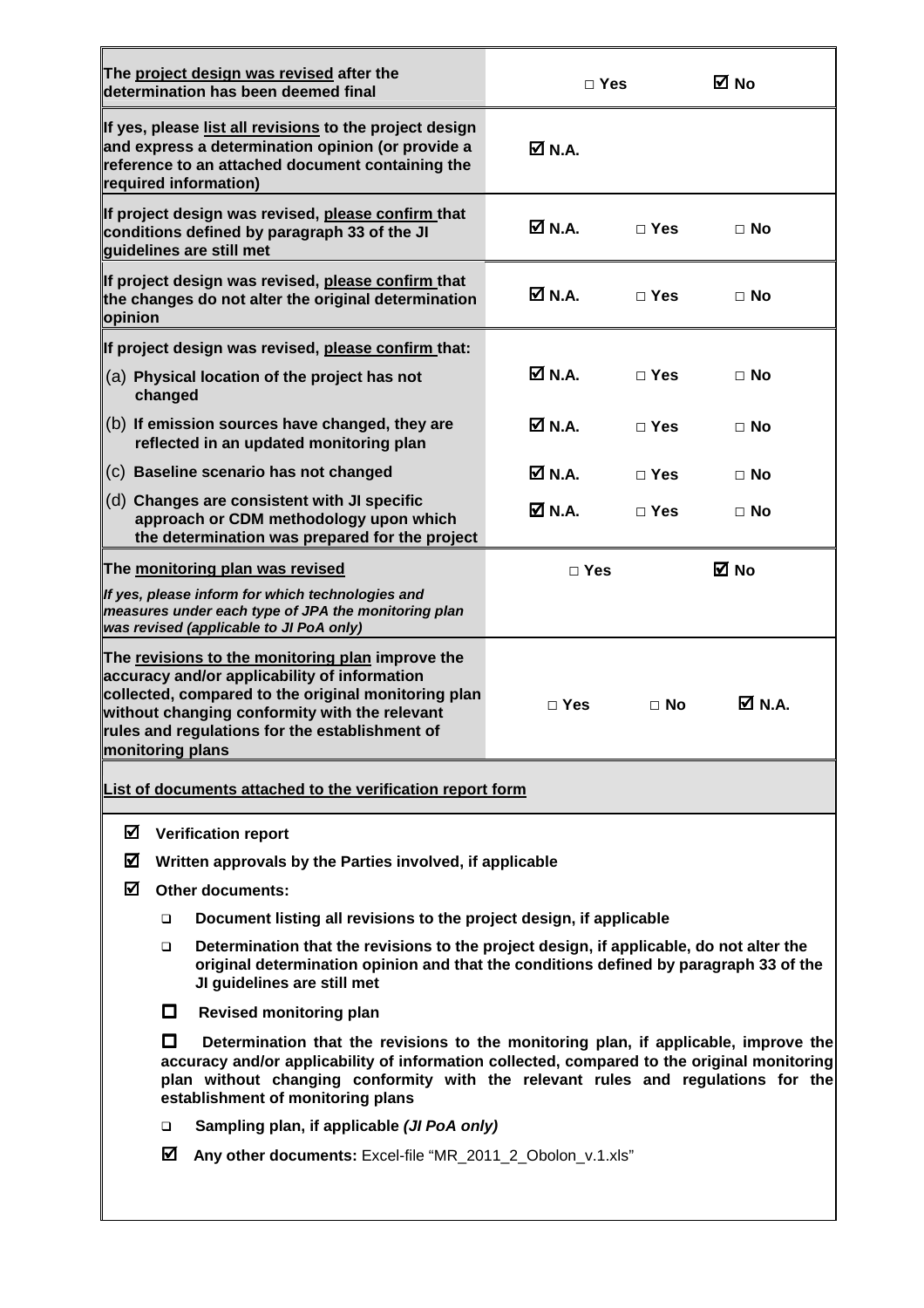| | | | |
|---|---|---|---|
| **The project design was revised after the determination has been deemed final** | □ Yes | | ☑ No |
| **If yes, please list all revisions to the project design and express a determination opinion (or provide a reference to an attached document containing the required information)** | ☑ N.A. | | |
| **If project design was revised, please confirm that conditions defined by paragraph 33 of the JI guidelines are still met** | ☑ N.A. | □ Yes | □ No |
| **If project design was revised, please confirm that the changes do not alter the original determination opinion** | ☑ N.A. | □ Yes | □ No |
| **If project design was revised, please confirm that:** | | | |
| (a) **Physical location of the project has not changed** | ☑ N.A. | □ Yes | □ No |
| (b) **If emission sources have changed, they are reflected in an updated monitoring plan** | ☑ N.A. | □ Yes | □ No |
| (c) **Baseline scenario has not changed** | ☑ N.A. | □ Yes | □ No |
| (d) **Changes are consistent with JI specific approach or CDM methodology upon which the determination was prepared for the project** | ☑ N.A. | □ Yes | □ No |
| **The monitoring plan was revised**<br>*If yes, please inform for which technologies and measures under each type of JPA the monitoring plan was revised (applicable to JI PoA only)* | □ Yes | | ☑ No |
| **The revisions to the monitoring plan improve the accuracy and/or applicability of information collected, compared to the original monitoring plan without changing conformity with the relevant rules and regulations for the establishment of monitoring plans** | □ Yes | □ No | ☑ N.A. |

**List of documents attached to the verification report form**

- ☑ **Verification report**
- ☑ **Written approvals by the Parties involved, if applicable**
- ☑ **Other documents:**
  - ❑ **Document listing all revisions to the project design, if applicable**
  - ❑ **Determination that the revisions to the project design, if applicable, do not alter the original determination opinion and that the conditions defined by paragraph 33 of the JI guidelines are still met**
  - ☐ **Revised monitoring plan**
  - ☐ **Determination that the revisions to the monitoring plan, if applicable, improve the accuracy and/or applicability of information collected, compared to the original monitoring plan without changing conformity with the relevant rules and regulations for the establishment of monitoring plans**
  - ❑ **Sampling plan, if applicable *(JI PoA only)***
  - ☑ **Any other documents:** Excel-file "MR_2011_2_Obolon_v.1.xls"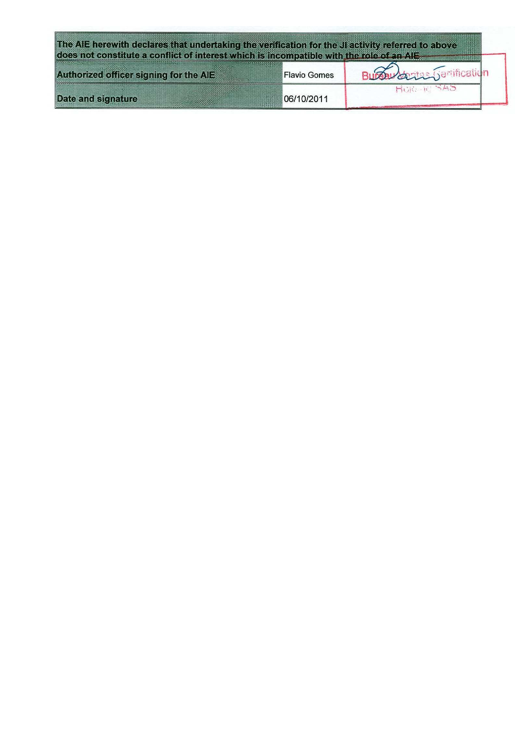| | | |
|---|---|---|
| The AIE herewith declares that undertaking the verification for the JI activity referred to above does not constitute a conflict of interest which is incompatible with the role of an AIE | | |
| Authorized officer signing for the AIE | Flavio Gomes | Bureau Veritas Certification Holding SAS |
| Date and signature | 06/10/2011 | |